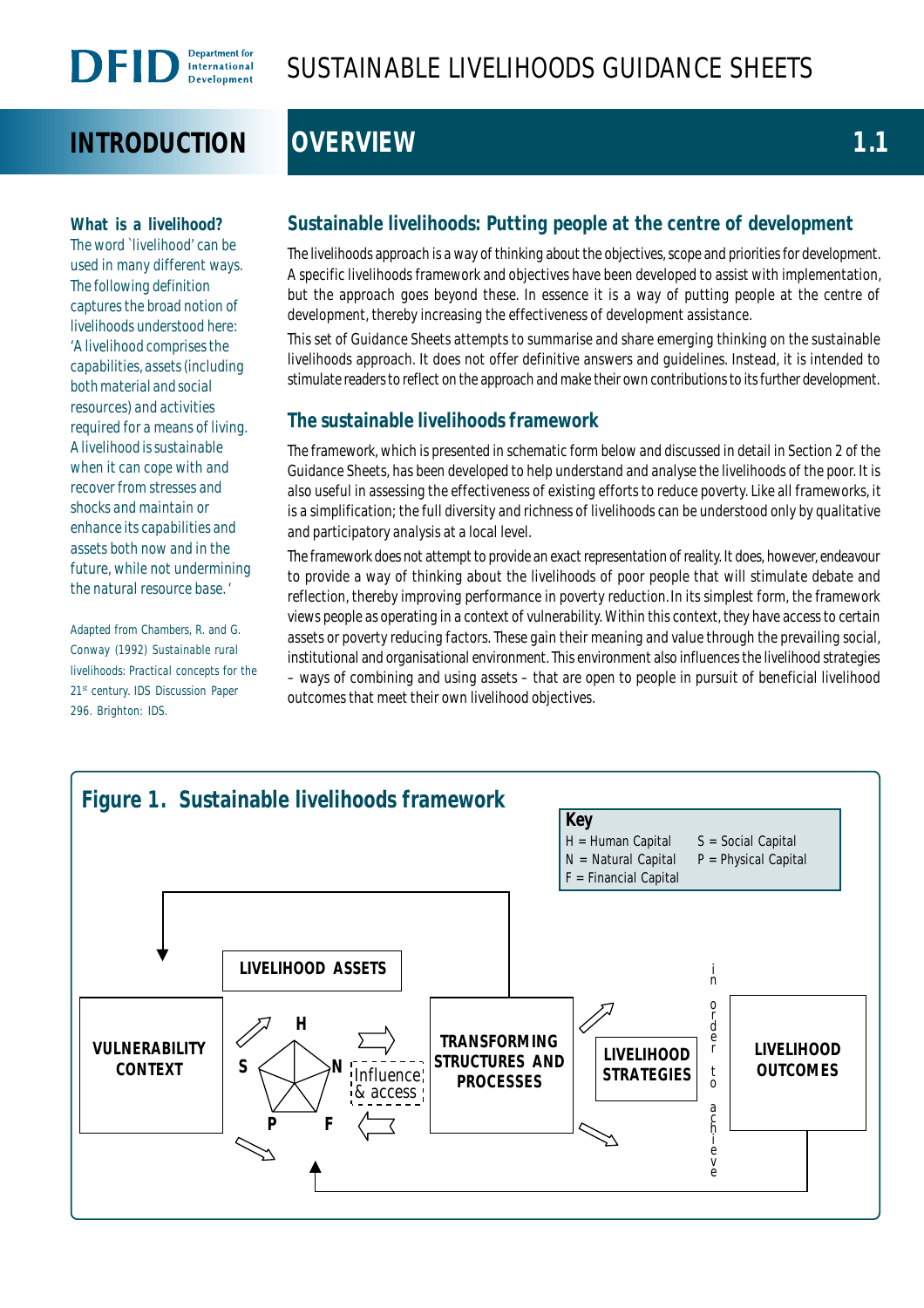# SUSTAINABLE LIVELIHOODS GUIDANCE SHEETS

## INTRODUCTION — OVERVIEW 1.1

### What is a livelihood?

The word `livelihood' can be used in many different ways. The following definition captures the broad notion of livelihoods understood here: 'A livelihood comprises the capabilities, assets (including both material and social resources) and activities required for a means of living. A livelihood is sustainable when it can cope with and recover from stresses and shocks and maintain or enhance its capabilities and assets both now and in the future, while not undermining the natural resource base.'

Adapted from Chambers, R. and G. Conway (1992) Sustainable rural livelihoods: Practical concepts for the 21st century. IDS Discussion Paper 296. Brighton: IDS.

## Sustainable livelihoods: Putting people at the centre of development

The livelihoods approach is a way of thinking about the objectives, scope and priorities for development. A specific livelihoods framework and objectives have been developed to assist with implementation, but the approach goes beyond these. In essence it is a way of putting people at the centre of development, thereby increasing the effectiveness of development assistance.

This set of Guidance Sheets attempts to summarise and share emerging thinking on the sustainable livelihoods approach. It does not offer definitive answers and guidelines. Instead, it is intended to stimulate readers to reflect on the approach and make their own contributions to its further development.

## The sustainable livelihoods framework

The framework, which is presented in schematic form below and discussed in detail in Section 2 of the Guidance Sheets, has been developed to help understand and analyse the livelihoods of the poor. It is also useful in assessing the effectiveness of existing efforts to reduce poverty. Like all frameworks, it is a simplification; the full diversity and richness of livelihoods can be understood only by qualitative and participatory analysis at a local level.

The framework does not attempt to provide an exact representation of reality. It does, however, endeavour to provide a way of thinking about the livelihoods of poor people that will stimulate debate and reflection, thereby improving performance in poverty reduction. In its simplest form, the framework views people as operating in a context of vulnerability. Within this context, they have access to certain assets or poverty reducing factors. These gain their meaning and value through the prevailing social, institutional and organisational environment. This environment also influences the livelihood strategies – ways of combining and using assets – that are open to people in pursuit of beneficial livelihood outcomes that meet their own livelihood objectives.

**Figure 1. Sustainable livelihoods framework**

Key:
H = Human Capital
N = Natural Capital
F = Financial Capital
S = Social Capital
P = Physical Capital

VULNERABILITY CONTEXT — LIVELIHOOD ASSETS (H, N, F, P, S) — Influence & access — TRANSFORMING STRUCTURES AND PROCESSES — LIVELIHOOD STRATEGIES — in order to achieve — LIVELIHOOD OUTCOMES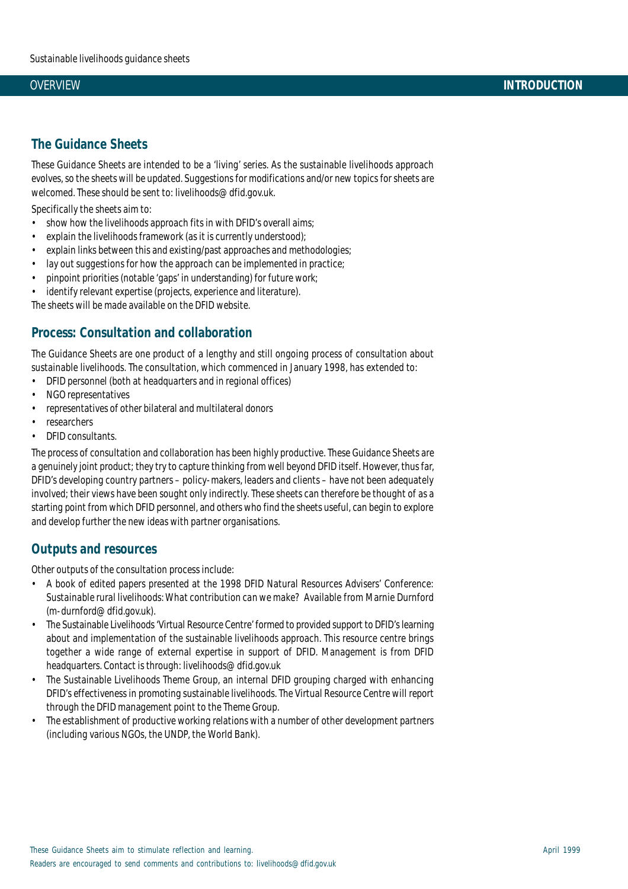## The Guidance Sheets

These Guidance Sheets are intended to be a 'living' series. As the sustainable livelihoods approach evolves, so the sheets will be updated. Suggestions for modifications and/or new topics for sheets are welcomed. These should be sent to: livelihoods@dfid.gov.uk.

Specifically the sheets aim to:

- show how the livelihoods approach fits in with DFID's overall aims;
- explain the livelihoods framework (as it is currently understood);
- explain links between this and existing/past approaches and methodologies;
- lay out suggestions for how the approach can be implemented in practice;
- pinpoint priorities (notable 'gaps' in understanding) for future work;
- identify relevant expertise (projects, experience and literature).

The sheets will be made available on the DFID website.

## Process: Consultation and collaboration

The Guidance Sheets are one product of a lengthy and still ongoing process of consultation about sustainable livelihoods. The consultation, which commenced in January 1998, has extended to:

- DFID personnel (both at headquarters and in regional offices)
- NGO representatives
- representatives of other bilateral and multilateral donors
- researchers
- DFID consultants.

The process of consultation and collaboration has been highly productive. These Guidance Sheets are a genuinely joint product; they try to capture thinking from well beyond DFID itself. However, thus far, DFID's developing country partners – policy-makers, leaders and clients – have not been adequately involved; their views have been sought only indirectly. These sheets can therefore be thought of as a starting point from which DFID personnel, and others who find the sheets useful, can begin to explore and develop further the new ideas with partner organisations.

## Outputs and resources

Other outputs of the consultation process include:

- A book of edited papers presented at the 1998 DFID Natural Resources Advisers' Conference: *Sustainable rural livelihoods: What contribution can we make?* Available from Marnie Durnford (m-durnford@dfid.gov.uk).
- The Sustainable Livelihoods 'Virtual Resource Centre' formed to provided support to DFID's learning about and implementation of the sustainable livelihoods approach. This resource centre brings together a wide range of external expertise in support of DFID. Management is from DFID headquarters. Contact is through: livelihoods@dfid.gov.uk
- The Sustainable Livelihoods Theme Group, an internal DFID grouping charged with enhancing DFID's effectiveness in promoting sustainable livelihoods. The Virtual Resource Centre will report through the DFID management point to the Theme Group.
- The establishment of productive working relations with a number of other development partners (including various NGOs, the UNDP, the World Bank).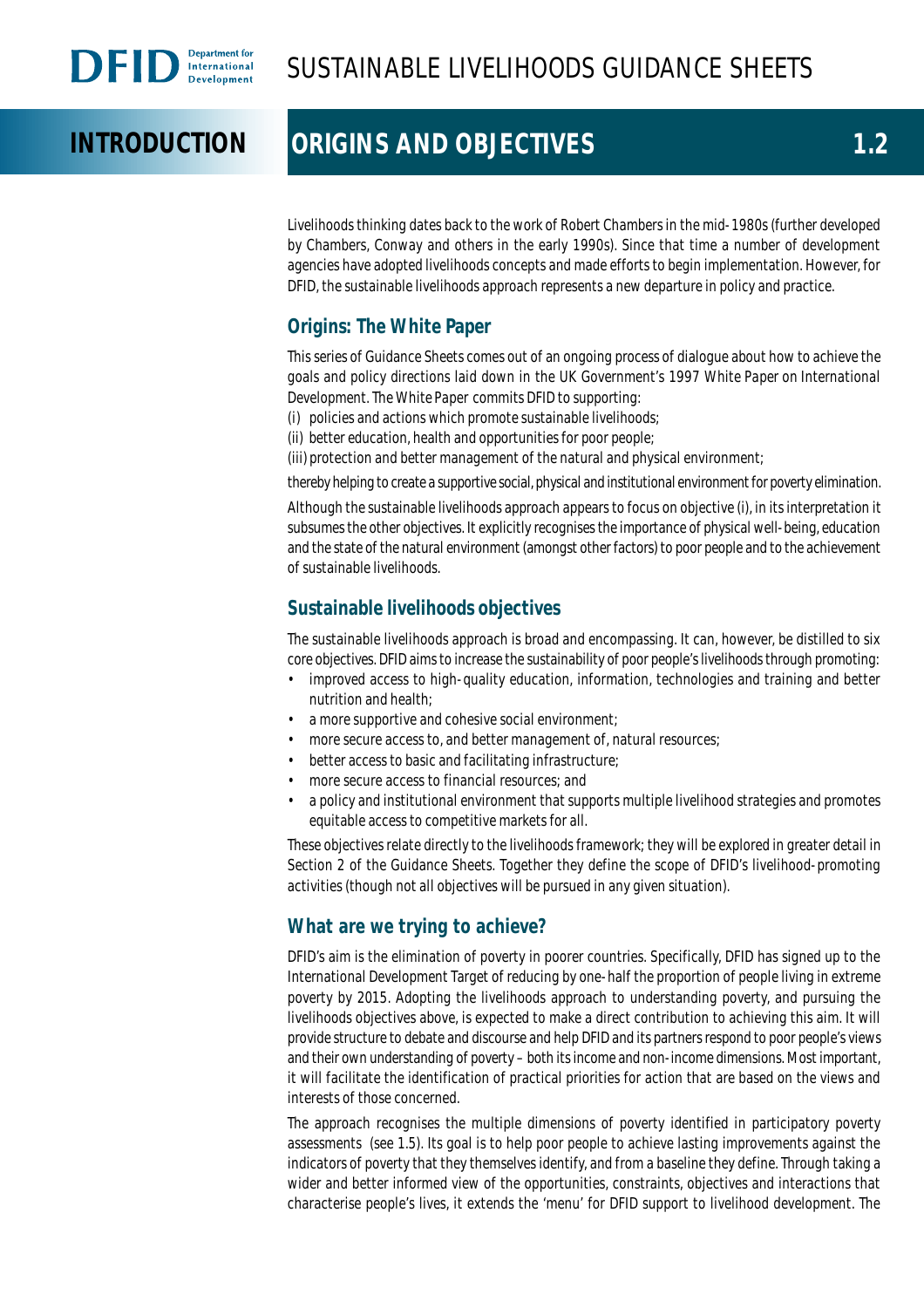# INTRODUCTION

## ORIGINS AND OBJECTIVES 1.2

Livelihoods thinking dates back to the work of Robert Chambers in the mid-1980s (further developed by Chambers, Conway and others in the early 1990s). Since that time a number of development agencies have adopted livelihoods concepts and made efforts to begin implementation. However, for DFID, the sustainable livelihoods approach represents a new departure in policy and practice.

### Origins: The White Paper

This series of Guidance Sheets comes out of an ongoing process of dialogue about how to achieve the goals and policy directions laid down in the UK Government's 1997 White Paper on International Development. The White Paper commits DFID to supporting:

(i) policies and actions which promote sustainable livelihoods;
(ii) better education, health and opportunities for poor people;
(iii) protection and better management of the natural and physical environment;

thereby helping to create a supportive social, physical and institutional environment for poverty elimination.

Although the sustainable livelihoods approach appears to focus on objective (i), in its interpretation it subsumes the other objectives. It explicitly recognises the importance of physical well-being, education and the state of the natural environment (amongst other factors) to poor people and to the achievement of sustainable livelihoods.

### Sustainable livelihoods objectives

The sustainable livelihoods approach is broad and encompassing. It can, however, be distilled to six core objectives. DFID aims to increase the sustainability of poor people's livelihoods through promoting:

- improved access to high-quality education, information, technologies and training and better nutrition and health;
- a more supportive and cohesive social environment;
- more secure access to, and better management of, natural resources;
- better access to basic and facilitating infrastructure;
- more secure access to financial resources; and
- a policy and institutional environment that supports multiple livelihood strategies and promotes equitable access to competitive markets for all.

These objectives relate directly to the livelihoods framework; they will be explored in greater detail in Section 2 of the Guidance Sheets. Together they define the scope of DFID's livelihood-promoting activities (though not all objectives will be pursued in any given situation).

### What are we trying to achieve?

DFID's aim is the elimination of poverty in poorer countries. Specifically, DFID has signed up to the International Development Target of reducing by one-half the proportion of people living in extreme poverty by 2015. Adopting the livelihoods approach to understanding poverty, and pursuing the livelihoods objectives above, is expected to make a direct contribution to achieving this aim. It will provide structure to debate and discourse and help DFID and its partners respond to poor people's views and their own understanding of poverty – both its income and non-income dimensions. Most important, it will facilitate the identification of practical priorities for action that are based on the views and interests of those concerned.

The approach recognises the multiple dimensions of poverty identified in participatory poverty assessments (see 1.5). Its goal is to help poor people to achieve lasting improvements against the indicators of poverty that they themselves identify, and from a baseline they define. Through taking a wider and better informed view of the opportunities, constraints, objectives and interactions that characterise people's lives, it extends the 'menu' for DFID support to livelihood development. The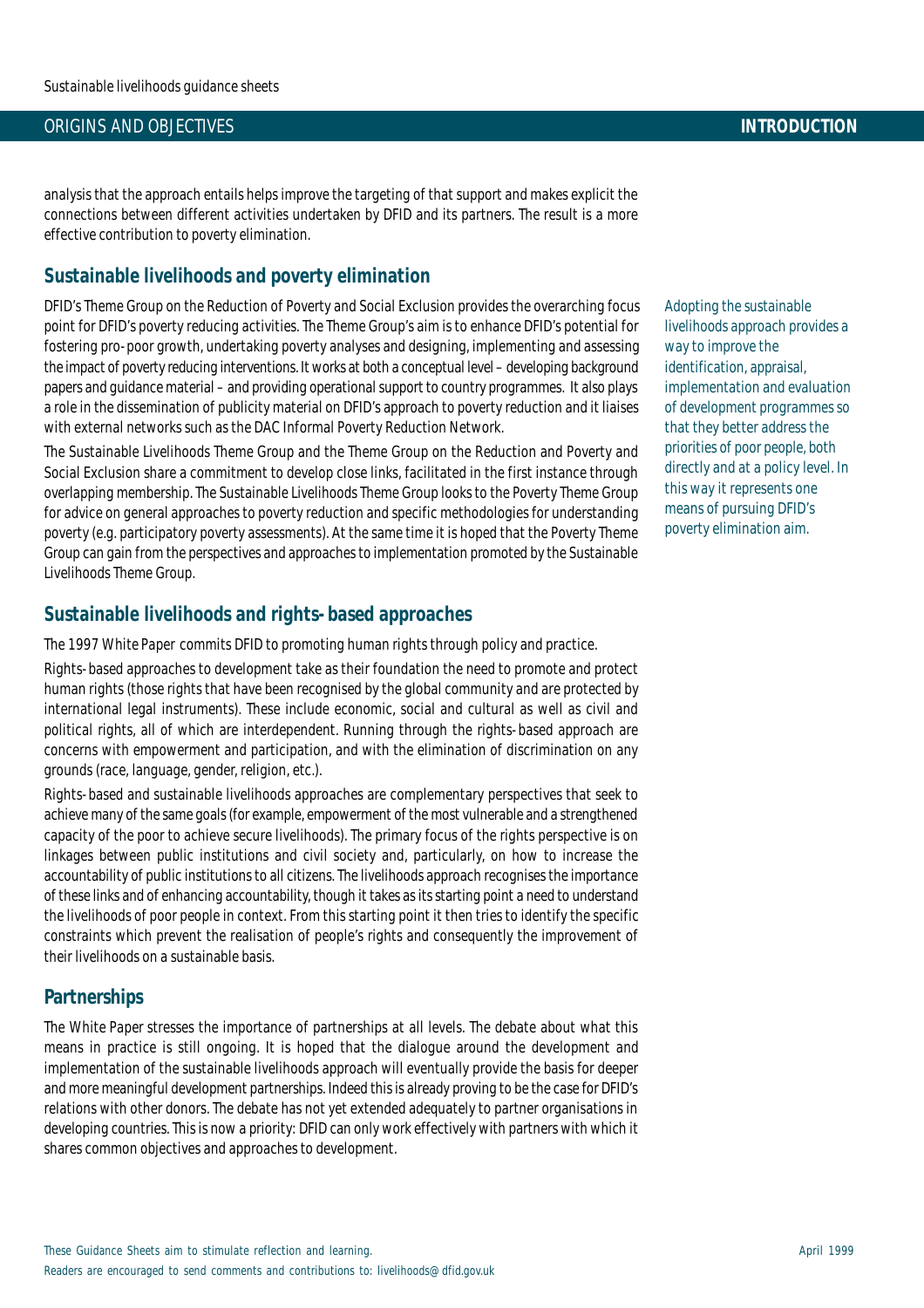analysis that the approach entails helps improve the targeting of that support and makes explicit the connections between different activities undertaken by DFID and its partners. The result is a more effective contribution to poverty elimination.

## Sustainable livelihoods and poverty elimination

DFID's Theme Group on the Reduction of Poverty and Social Exclusion provides the overarching focus point for DFID's poverty reducing activities. The Theme Group's aim is to enhance DFID's potential for fostering pro-poor growth, undertaking poverty analyses and designing, implementing and assessing the impact of poverty reducing interventions. It works at both a conceptual level – developing background papers and guidance material – and providing operational support to country programmes. It also plays a role in the dissemination of publicity material on DFID's approach to poverty reduction and it liaises with external networks such as the DAC Informal Poverty Reduction Network.

The Sustainable Livelihoods Theme Group and the Theme Group on the Reduction and Poverty and Social Exclusion share a commitment to develop close links, facilitated in the first instance through overlapping membership. The Sustainable Livelihoods Theme Group looks to the Poverty Theme Group for advice on general approaches to poverty reduction and specific methodologies for understanding poverty (e.g. participatory poverty assessments). At the same time it is hoped that the Poverty Theme Group can gain from the perspectives and approaches to implementation promoted by the Sustainable Livelihoods Theme Group.

Adopting the sustainable livelihoods approach provides a way to improve the identification, appraisal, implementation and evaluation of development programmes so that they better address the priorities of poor people, both directly and at a policy level. In this way it represents one means of pursuing DFID's poverty elimination aim.

## Sustainable livelihoods and rights-based approaches

The 1997 White Paper commits DFID to promoting human rights through policy and practice.

Rights-based approaches to development take as their foundation the need to promote and protect human rights (those rights that have been recognised by the global community and are protected by international legal instruments). These include economic, social and cultural as well as civil and political rights, all of which are interdependent. Running through the rights-based approach are concerns with empowerment and participation, and with the elimination of discrimination on any grounds (race, language, gender, religion, etc.).

Rights-based and sustainable livelihoods approaches are complementary perspectives that seek to achieve many of the same goals (for example, empowerment of the most vulnerable and a strengthened capacity of the poor to achieve secure livelihoods). The primary focus of the rights perspective is on linkages between public institutions and civil society and, particularly, on how to increase the accountability of public institutions to all citizens. The livelihoods approach recognises the importance of these links and of enhancing accountability, though it takes as its starting point a need to understand the livelihoods of poor people in context. From this starting point it then tries to identify the specific constraints which prevent the realisation of people's rights and consequently the improvement of their livelihoods on a sustainable basis.

## Partnerships

The White Paper stresses the importance of partnerships at all levels. The debate about what this means in practice is still ongoing. It is hoped that the dialogue around the development and implementation of the sustainable livelihoods approach will eventually provide the basis for deeper and more meaningful development partnerships. Indeed this is already proving to be the case for DFID's relations with other donors. The debate has not yet extended adequately to partner organisations in developing countries. This is now a priority: DFID can only work effectively with partners with which it shares common objectives and approaches to development.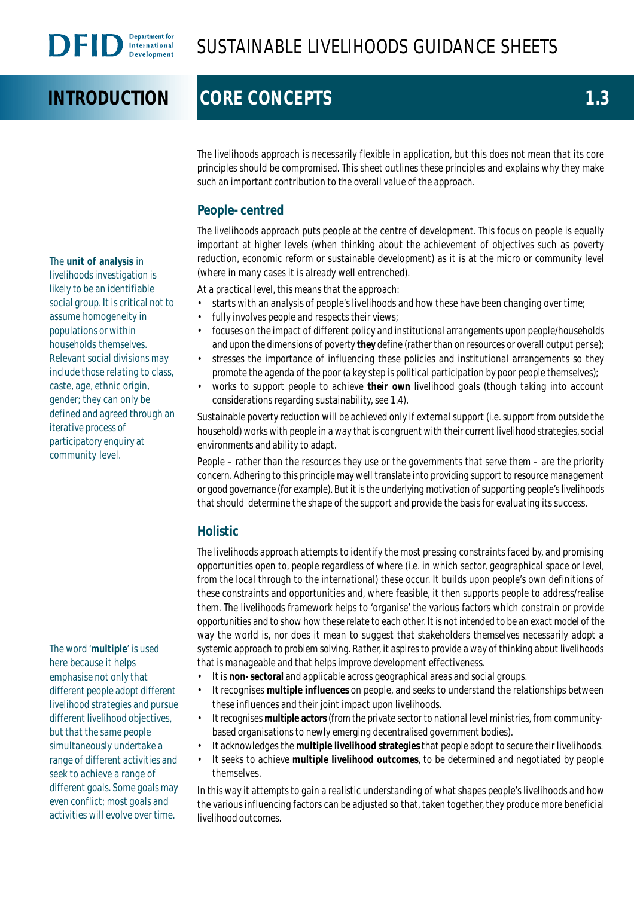# INTRODUCTION

## CORE CONCEPTS 1.3

The livelihoods approach is necessarily flexible in application, but this does not mean that its core principles should be compromised. This sheet outlines these principles and explains why they make such an important contribution to the overall value of the approach.

### People-centred

The livelihoods approach puts people at the centre of development. This focus on people is equally important at higher levels (when thinking about the achievement of objectives such as poverty reduction, economic reform or sustainable development) as it is at the micro or community level (where in many cases it is already well entrenched).

The **unit of analysis** in livelihoods investigation is likely to be an identifiable social group. It is critical not to assume homogeneity in populations or within households themselves. Relevant social divisions may include those relating to class, caste, age, ethnic origin, gender; they can only be defined and agreed through an iterative process of participatory enquiry at community level.

At a practical level, this means that the approach:

- starts with an analysis of people's livelihoods and how these have been changing over time;
- fully involves people and respects their views;
- focuses on the impact of different policy and institutional arrangements upon people/households and upon the dimensions of poverty **they** define (rather than on resources or overall output per se);
- stresses the importance of influencing these policies and institutional arrangements so they promote the agenda of the poor (a key step is political participation by poor people themselves);
- works to support people to achieve **their own** livelihood goals (though taking into account considerations regarding sustainability, see 1.4).

Sustainable poverty reduction will be achieved only if external support (i.e. support from outside the household) works with people in a way that is congruent with their current livelihood strategies, social environments and ability to adapt.

People – rather than the resources they use or the governments that serve them – are the priority concern. Adhering to this principle may well translate into providing support to resource management or good governance (for example). But it is the underlying motivation of supporting people's livelihoods that should determine the shape of the support and provide the basis for evaluating its success.

### Holistic

The livelihoods approach attempts to identify the most pressing constraints faced by, and promising opportunities open to, people regardless of where (i.e. in which sector, geographical space or level, from the local through to the international) these occur. It builds upon people's own definitions of these constraints and opportunities and, where feasible, it then supports people to address/realise them. The livelihoods framework helps to 'organise' the various factors which constrain or provide opportunities and to show how these relate to each other. It is not intended to be an exact model of the way the world is, nor does it mean to suggest that stakeholders themselves necessarily adopt a systemic approach to problem solving. Rather, it aspires to provide a way of thinking about livelihoods that is manageable and that helps improve development effectiveness.

The word '**multiple**' is used here because it helps emphasise not only that different people adopt different livelihood strategies and pursue different livelihood objectives, but that the same people simultaneously undertake a range of different activities and seek to achieve a range of different goals. Some goals may even conflict; most goals and activities will evolve over time.

- It is **non-sectoral** and applicable across geographical areas and social groups.
- It recognises **multiple influences** on people, and seeks to understand the relationships between these influences and their joint impact upon livelihoods.
- It recognises **multiple actors** (from the private sector to national level ministries, from community-based organisations to newly emerging decentralised government bodies).
- It acknowledges the **multiple livelihood strategies** that people adopt to secure their livelihoods.
- It seeks to achieve **multiple livelihood outcomes**, to be determined and negotiated by people themselves.

In this way it attempts to gain a realistic understanding of what shapes people's livelihoods and how the various influencing factors can be adjusted so that, taken together, they produce more beneficial livelihood outcomes.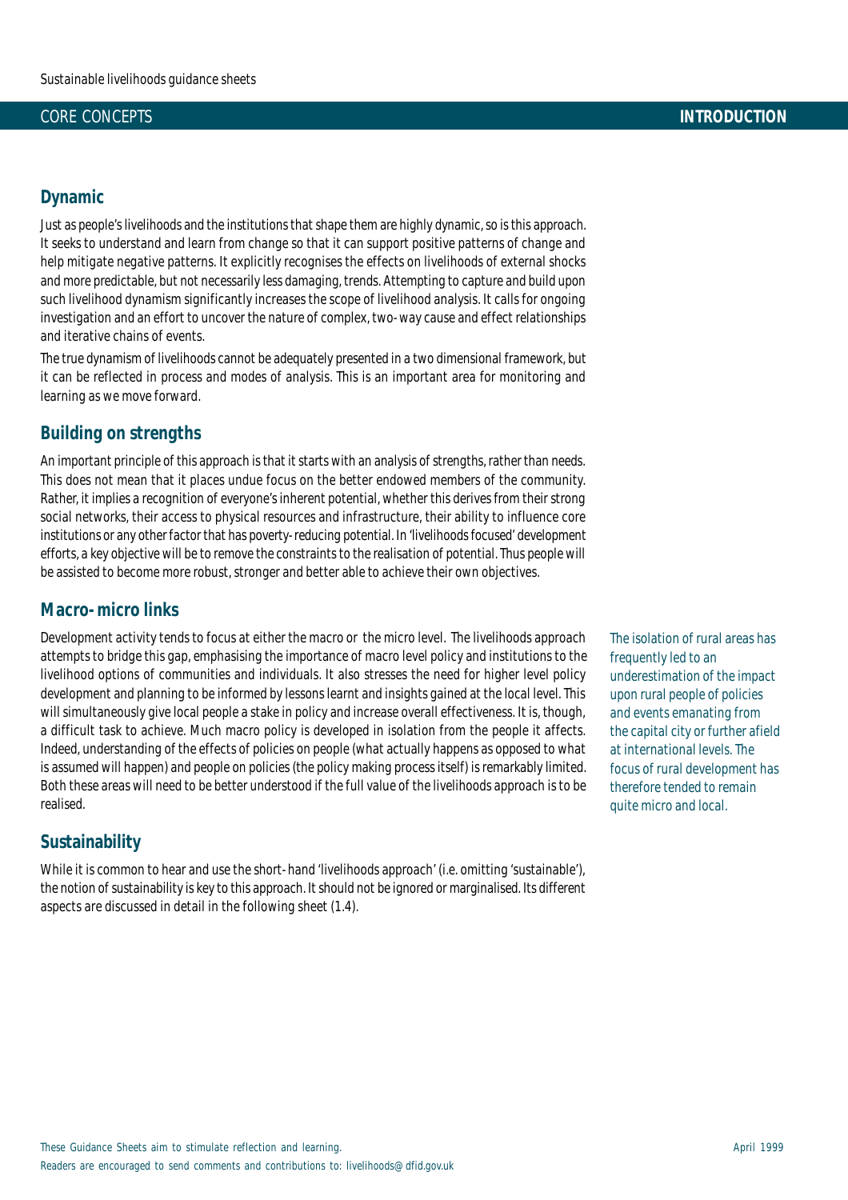## Dynamic

Just as people's livelihoods and the institutions that shape them are highly dynamic, so is this approach. It seeks to understand and learn from change so that it can support positive patterns of change and help mitigate negative patterns. It explicitly recognises the effects on livelihoods of external shocks and more predictable, but not necessarily less damaging, trends. Attempting to capture and build upon such livelihood dynamism significantly increases the scope of livelihood analysis. It calls for ongoing investigation and an effort to uncover the nature of complex, two-way cause and effect relationships and iterative chains of events.

The true dynamism of livelihoods cannot be adequately presented in a two dimensional framework, but it can be reflected in process and modes of analysis. This is an important area for monitoring and learning as we move forward.

## Building on strengths

An important principle of this approach is that it starts with an analysis of strengths, rather than needs. This does not mean that it places undue focus on the better endowed members of the community. Rather, it implies a recognition of everyone's inherent potential, whether this derives from their strong social networks, their access to physical resources and infrastructure, their ability to influence core institutions or any other factor that has poverty-reducing potential. In 'livelihoods focused' development efforts, a key objective will be to remove the constraints to the realisation of potential. Thus people will be assisted to become more robust, stronger and better able to achieve their own objectives.

## Macro-micro links

Development activity tends to focus at either the macro or the micro level. The livelihoods approach attempts to bridge this gap, emphasising the importance of macro level policy and institutions to the livelihood options of communities and individuals. It also stresses the need for higher level policy development and planning to be informed by lessons learnt and insights gained at the local level. This will simultaneously give local people a stake in policy and increase overall effectiveness. It is, though, a difficult task to achieve. Much macro policy is developed in isolation from the people it affects. Indeed, understanding of the effects of policies on people (what actually happens as opposed to what is assumed will happen) and people on policies (the policy making process itself) is remarkably limited. Both these areas will need to be better understood if the full value of the livelihoods approach is to be realised.

*The isolation of rural areas has frequently led to an underestimation of the impact upon rural people of policies and events emanating from the capital city or further afield at international levels. The focus of rural development has therefore tended to remain quite micro and local.*

## Sustainability

While it is common to hear and use the short-hand 'livelihoods approach' (i.e. omitting 'sustainable'), the notion of sustainability is key to this approach. It should not be ignored or marginalised. Its different aspects are discussed in detail in the following sheet (1.4).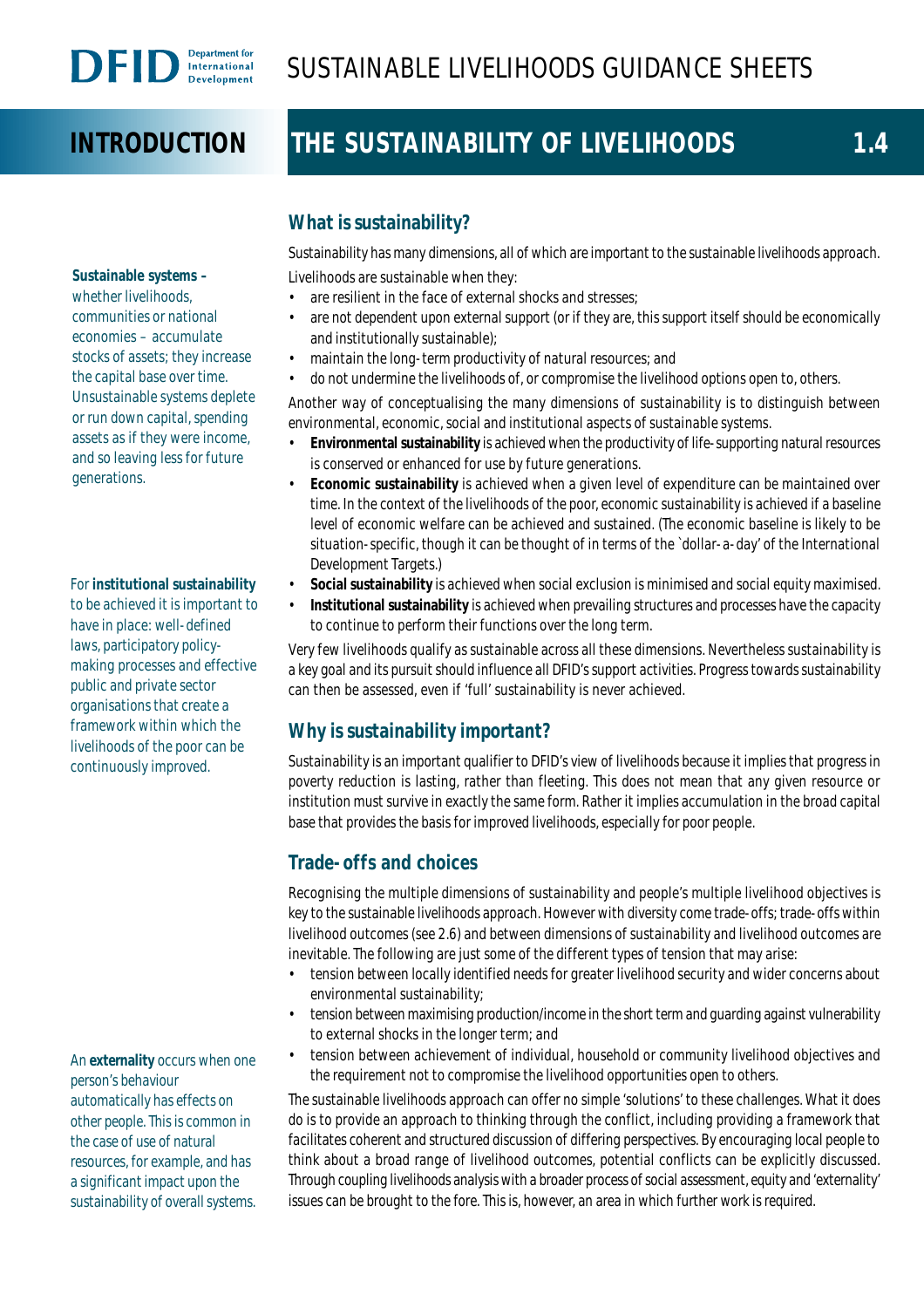# INTRODUCTION

# THE SUSTAINABILITY OF LIVELIHOODS 1.4

## What is sustainability?

Sustainability has many dimensions, all of which are important to the sustainable livelihoods approach. Livelihoods are sustainable when they:

- are resilient in the face of external shocks and stresses;
- are not dependent upon external support (or if they are, this support itself should be economically and institutionally sustainable);
- maintain the long-term productivity of natural resources; and
- do not undermine the livelihoods of, or compromise the livelihood options open to, others.

Another way of conceptualising the many dimensions of sustainability is to distinguish between environmental, economic, social and institutional aspects of sustainable systems.

- **Environmental sustainability** is achieved when the productivity of life-supporting natural resources is conserved or enhanced for use by future generations.
- **Economic sustainability** is achieved when a given level of expenditure can be maintained over time. In the context of the livelihoods of the poor, economic sustainability is achieved if a baseline level of economic welfare can be achieved and sustained. (The economic baseline is likely to be situation-specific, though it can be thought of in terms of the 'dollar-a-day' of the International Development Targets.)
- **Social sustainability** is achieved when social exclusion is minimised and social equity maximised.
- **Institutional sustainability** is achieved when prevailing structures and processes have the capacity to continue to perform their functions over the long term.

Very few livelihoods qualify as sustainable across all these dimensions. Nevertheless sustainability is a key goal and its pursuit should influence all DFID's support activities. Progress towards sustainability can then be assessed, even if 'full' sustainability is never achieved.

**Sustainable systems** – whether livelihoods, communities or national economies – accumulate stocks of assets; they increase the capital base over time. Unsustainable systems deplete or run down capital, spending assets as if they were income, and so leaving less for future generations.

For **institutional sustainability** to be achieved it is important to have in place: well-defined laws, participatory policy-making processes and effective public and private sector organisations that create a framework within which the livelihoods of the poor can be continuously improved.

## Why is sustainability important?

Sustainability is an important qualifier to DFID's view of livelihoods because it implies that progress in poverty reduction is lasting, rather than fleeting. This does not mean that any given resource or institution must survive in exactly the same form. Rather it implies accumulation in the broad capital base that provides the basis for improved livelihoods, especially for poor people.

## Trade-offs and choices

Recognising the multiple dimensions of sustainability and people's multiple livelihood objectives is key to the sustainable livelihoods approach. However with diversity come trade-offs; trade-offs within livelihood outcomes (see 2.6) and between dimensions of sustainability and livelihood outcomes are inevitable. The following are just some of the different types of tension that may arise:

- tension between locally identified needs for greater livelihood security and wider concerns about environmental sustainability;
- tension between maximising production/income in the short term and guarding against vulnerability to external shocks in the longer term; and
- tension between achievement of individual, household or community livelihood objectives and the requirement not to compromise the livelihood opportunities open to others.

The sustainable livelihoods approach can offer no simple 'solutions' to these challenges. What it does do is to provide an approach to thinking through the conflict, including providing a framework that facilitates coherent and structured discussion of differing perspectives. By encouraging local people to think about a broad range of livelihood outcomes, potential conflicts can be explicitly discussed. Through coupling livelihoods analysis with a broader process of social assessment, equity and 'externality' issues can be brought to the fore. This is, however, an area in which further work is required.

An **externality** occurs when one person's behaviour automatically has effects on other people. This is common in the case of use of natural resources, for example, and has a significant impact upon the sustainability of overall systems.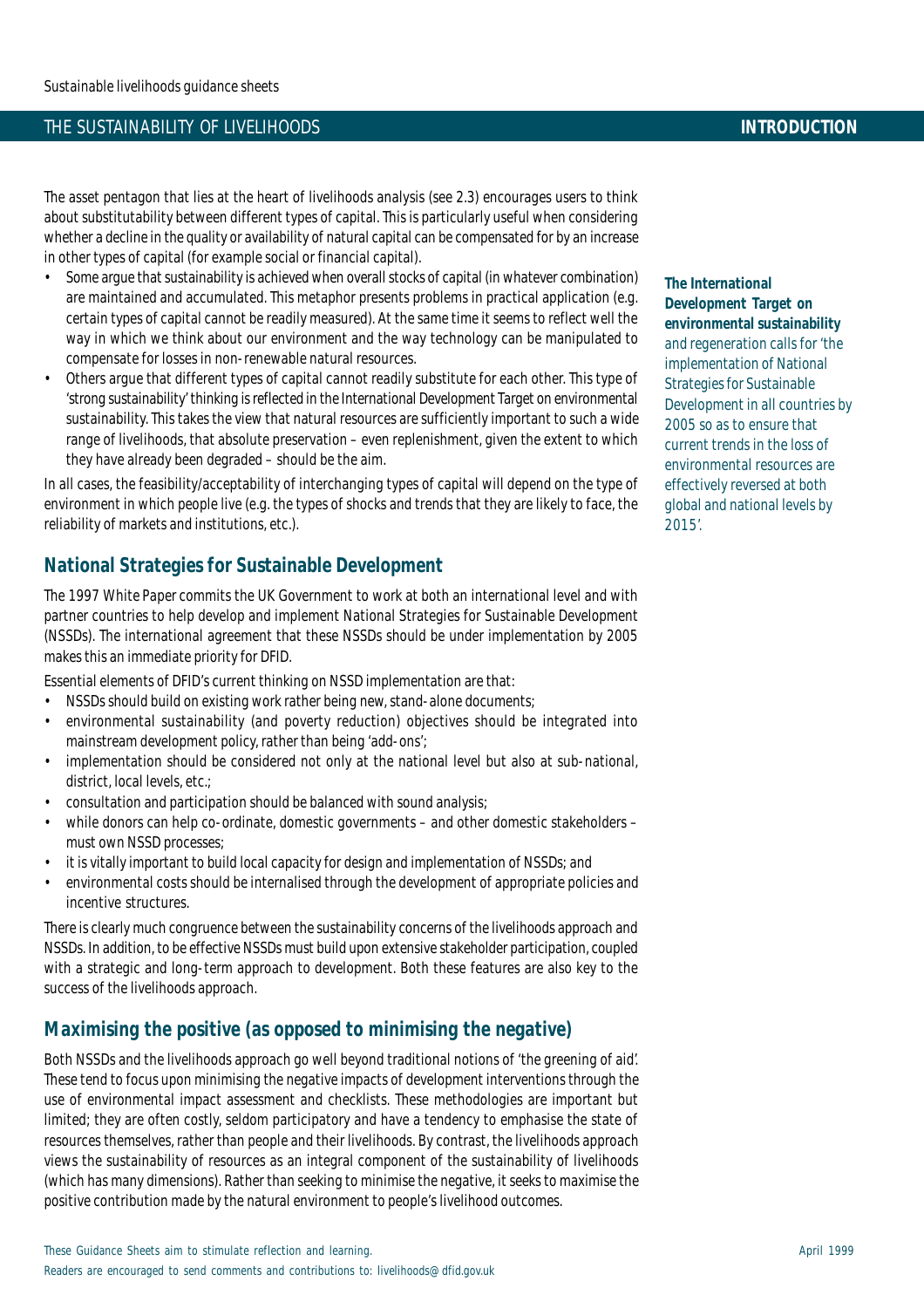The asset pentagon that lies at the heart of livelihoods analysis (see 2.3) encourages users to think about substitutability between different types of capital. This is particularly useful when considering whether a decline in the quality or availability of natural capital can be compensated for by an increase in other types of capital (for example social or financial capital).

- Some argue that sustainability is achieved when overall stocks of capital (in whatever combination) are maintained and accumulated. This metaphor presents problems in practical application (e.g. certain types of capital cannot be readily measured). At the same time it seems to reflect well the way in which we think about our environment and the way technology can be manipulated to compensate for losses in non-renewable natural resources.
- Others argue that different types of capital cannot readily substitute for each other. This type of 'strong sustainability' thinking is reflected in the International Development Target on environmental sustainability. This takes the view that natural resources are sufficiently important to such a wide range of livelihoods, that absolute preservation – even replenishment, given the extent to which they have already been degraded – should be the aim.

In all cases, the feasibility/acceptability of interchanging types of capital will depend on the type of environment in which people live (e.g. the types of shocks and trends that they are likely to face, the reliability of markets and institutions, etc.).

**The International Development Target on environmental sustainability** and regeneration calls for 'the implementation of National Strategies for Sustainable Development in all countries by 2005 so as to ensure that current trends in the loss of environmental resources are effectively reversed at both global and national levels by 2015'.

## National Strategies for Sustainable Development

The 1997 White Paper commits the UK Government to work at both an international level and with partner countries to help develop and implement National Strategies for Sustainable Development (NSSDs). The international agreement that these NSSDs should be under implementation by 2005 makes this an immediate priority for DFID.

Essential elements of DFID's current thinking on NSSD implementation are that:

- NSSDs should build on existing work rather being new, stand-alone documents;
- environmental sustainability (and poverty reduction) objectives should be integrated into mainstream development policy, rather than being 'add-ons';
- implementation should be considered not only at the national level but also at sub-national, district, local levels, etc.;
- consultation and participation should be balanced with sound analysis;
- while donors can help co-ordinate, domestic governments – and other domestic stakeholders – must own NSSD processes;
- it is vitally important to build local capacity for design and implementation of NSSDs; and
- environmental costs should be internalised through the development of appropriate policies and incentive structures.

There is clearly much congruence between the sustainability concerns of the livelihoods approach and NSSDs. In addition, to be effective NSSDs must build upon extensive stakeholder participation, coupled with a strategic and long-term approach to development. Both these features are also key to the success of the livelihoods approach.

## Maximising the positive (as opposed to minimising the negative)

Both NSSDs and the livelihoods approach go well beyond traditional notions of 'the greening of aid'. These tend to focus upon minimising the negative impacts of development interventions through the use of environmental impact assessment and checklists. These methodologies are important but limited; they are often costly, seldom participatory and have a tendency to emphasise the state of resources themselves, rather than people and their livelihoods. By contrast, the livelihoods approach views the sustainability of resources as an integral component of the sustainability of livelihoods (which has many dimensions). Rather than seeking to minimise the negative, it seeks to maximise the positive contribution made by the natural environment to people's livelihood outcomes.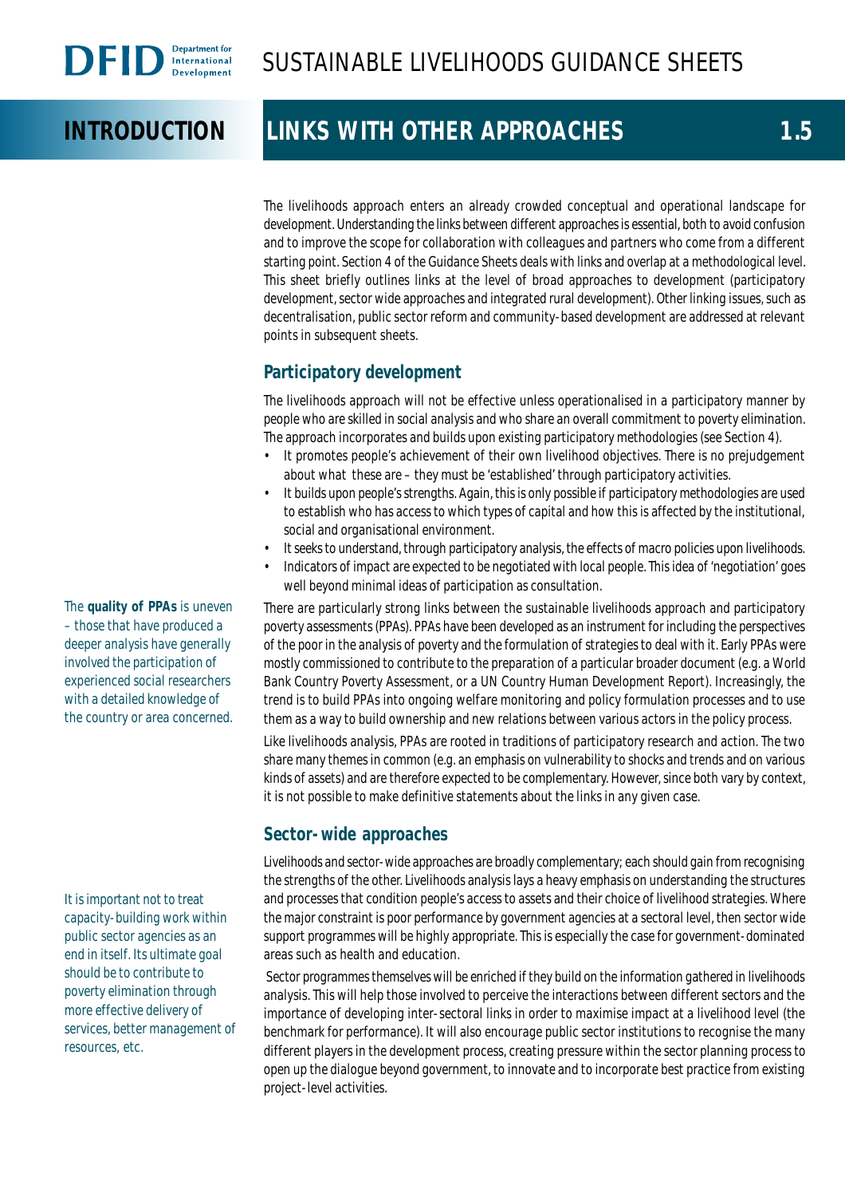# INTRODUCTION

# LINKS WITH OTHER APPROACHES 1.5

The livelihoods approach enters an already crowded conceptual and operational landscape for development. Understanding the links between different approaches is essential, both to avoid confusion and to improve the scope for collaboration with colleagues and partners who come from a different starting point. Section 4 of the Guidance Sheets deals with links and overlap at a methodological level. This sheet briefly outlines links at the level of broad approaches to development (participatory development, sector wide approaches and integrated rural development). Other linking issues, such as decentralisation, public sector reform and community-based development are addressed at relevant points in subsequent sheets.

## Participatory development

The livelihoods approach will not be effective unless operationalised in a participatory manner by people who are skilled in social analysis and who share an overall commitment to poverty elimination. The approach incorporates and builds upon existing participatory methodologies (see Section 4).

- It promotes people's achievement of their own livelihood objectives. There is no prejudgement about what these are – they must be 'established' through participatory activities.
- It builds upon people's strengths. Again, this is only possible if participatory methodologies are used to establish who has access to which types of capital and how this is affected by the institutional, social and organisational environment.
- It seeks to understand, through participatory analysis, the effects of macro policies upon livelihoods.
- Indicators of impact are expected to be negotiated with local people. This idea of 'negotiation' goes well beyond minimal ideas of participation as consultation.

There are particularly strong links between the sustainable livelihoods approach and participatory poverty assessments (PPAs). PPAs have been developed as an instrument for including the perspectives of the poor in the analysis of poverty and the formulation of strategies to deal with it. Early PPAs were mostly commissioned to contribute to the preparation of a particular broader document (e.g. a World Bank Country Poverty Assessment, or a UN Country Human Development Report). Increasingly, the trend is to build PPAs into ongoing welfare monitoring and policy formulation processes and to use them as a way to build ownership and new relations between various actors in the policy process.

The **quality of PPAs** is uneven – those that have produced a deeper analysis have generally involved the participation of experienced social researchers with a detailed knowledge of the country or area concerned.

Like livelihoods analysis, PPAs are rooted in traditions of participatory research and action. The two share many themes in common (e.g. an emphasis on vulnerability to shocks and trends and on various kinds of assets) and are therefore expected to be complementary. However, since both vary by context, it is not possible to make definitive statements about the links in any given case.

## Sector-wide approaches

Livelihoods and sector-wide approaches are broadly complementary; each should gain from recognising the strengths of the other. Livelihoods analysis lays a heavy emphasis on understanding the structures and processes that condition people's access to assets and their choice of livelihood strategies. Where the major constraint is poor performance by government agencies at a sectoral level, then sector wide support programmes will be highly appropriate. This is especially the case for government-dominated areas such as health and education.

Sector programmes themselves will be enriched if they build on the information gathered in livelihoods analysis. This will help those involved to perceive the interactions between different sectors and the importance of developing inter-sectoral links in order to maximise impact at a livelihood level (the benchmark for performance). It will also encourage public sector institutions to recognise the many different players in the development process, creating pressure within the sector planning process to open up the dialogue beyond government, to innovate and to incorporate best practice from existing project-level activities.

It is important not to treat capacity-building work within public sector agencies as an end in itself. Its ultimate goal should be to contribute to poverty elimination through more effective delivery of services, better management of resources, etc.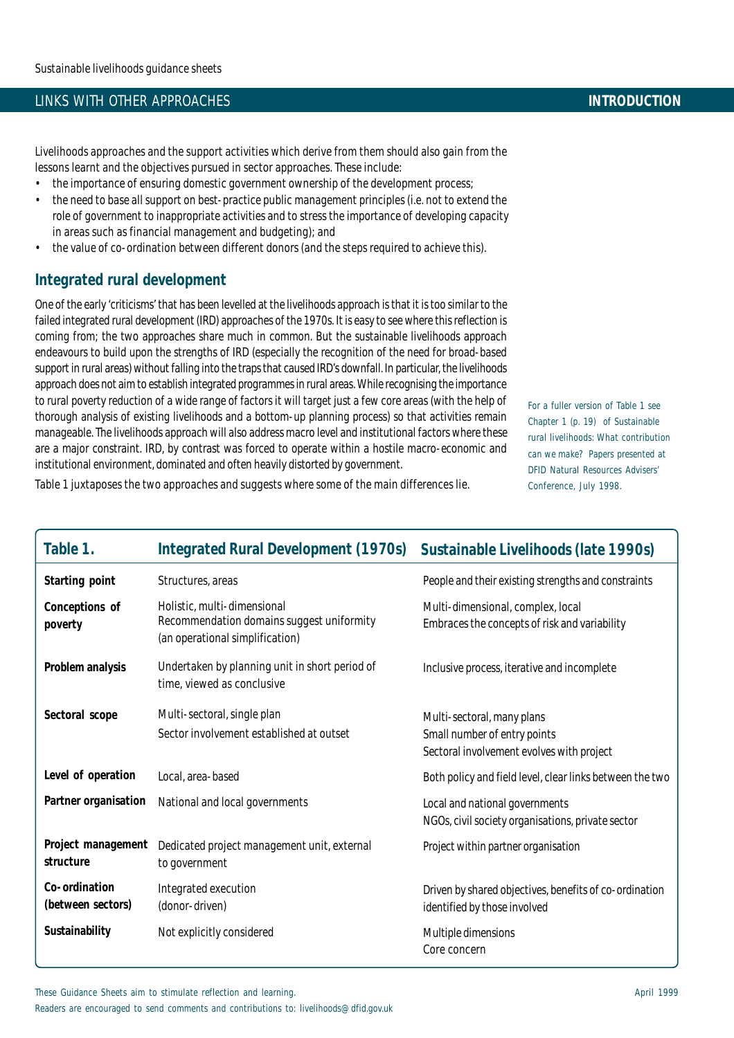Livelihoods approaches and the support activities which derive from them should also gain from the lessons learnt and the objectives pursued in sector approaches. These include:

- the importance of ensuring domestic government ownership of the development process;
- the need to base all support on best-practice public management principles (i.e. not to extend the role of government to inappropriate activities and to stress the importance of developing capacity in areas such as financial management and budgeting); and
- the value of co-ordination between different donors (and the steps required to achieve this).

## Integrated rural development

One of the early 'criticisms' that has been levelled at the livelihoods approach is that it is too similar to the failed integrated rural development (IRD) approaches of the 1970s. It is easy to see where this reflection is coming from; the two approaches share much in common. But the sustainable livelihoods approach endeavours to build upon the strengths of IRD (especially the recognition of the need for broad-based support in rural areas) without falling into the traps that caused IRD's downfall. In particular, the livelihoods approach does not aim to establish integrated programmes in rural areas. While recognising the importance to rural poverty reduction of a wide range of factors it will target just a few core areas (with the help of thorough analysis of existing livelihoods and a bottom-up planning process) so that activities remain manageable. The livelihoods approach will also address macro level and institutional factors where these are a major constraint. IRD, by contrast was forced to operate within a hostile macro-economic and institutional environment, dominated and often heavily distorted by government.

*For a fuller version of Table 1 see Chapter 1 (p. 19) of Sustainable rural livelihoods: What contribution can we make? Papers presented at DFID Natural Resources Advisers' Conference, July 1998.*

Table 1 juxtaposes the two approaches and suggests where some of the main differences lie.

| **Table 1.** | **Integrated Rural Development (1970s)** | **Sustainable Livelihoods (late 1990s)** |
|---|---|---|
| **Starting point** | Structures, areas | People and their existing strengths and constraints |
| **Conceptions of poverty** | Holistic, multi-dimensional<br>Recommendation domains suggest uniformity (an operational simplification) | Multi-dimensional, complex, local<br>Embraces the concepts of risk and variability |
| **Problem analysis** | Undertaken by planning unit in short period of time, viewed as conclusive | Inclusive process, iterative and incomplete |
| **Sectoral scope** | Multi-sectoral, single plan<br>Sector involvement established at outset | Multi-sectoral, many plans<br>Small number of entry points<br>Sectoral involvement evolves with project |
| **Level of operation** | Local, area-based | Both policy and field level, clear links between the two |
| **Partner organisation** | National and local governments | Local and national governments<br>NGOs, civil society organisations, private sector |
| **Project management structure** | Dedicated project management unit, external to government | Project within partner organisation |
| **Co-ordination (between sectors)** | Integrated execution (donor-driven) | Driven by shared objectives, benefits of co-ordination identified by those involved |
| **Sustainability** | Not explicitly considered | Multiple dimensions<br>Core concern |